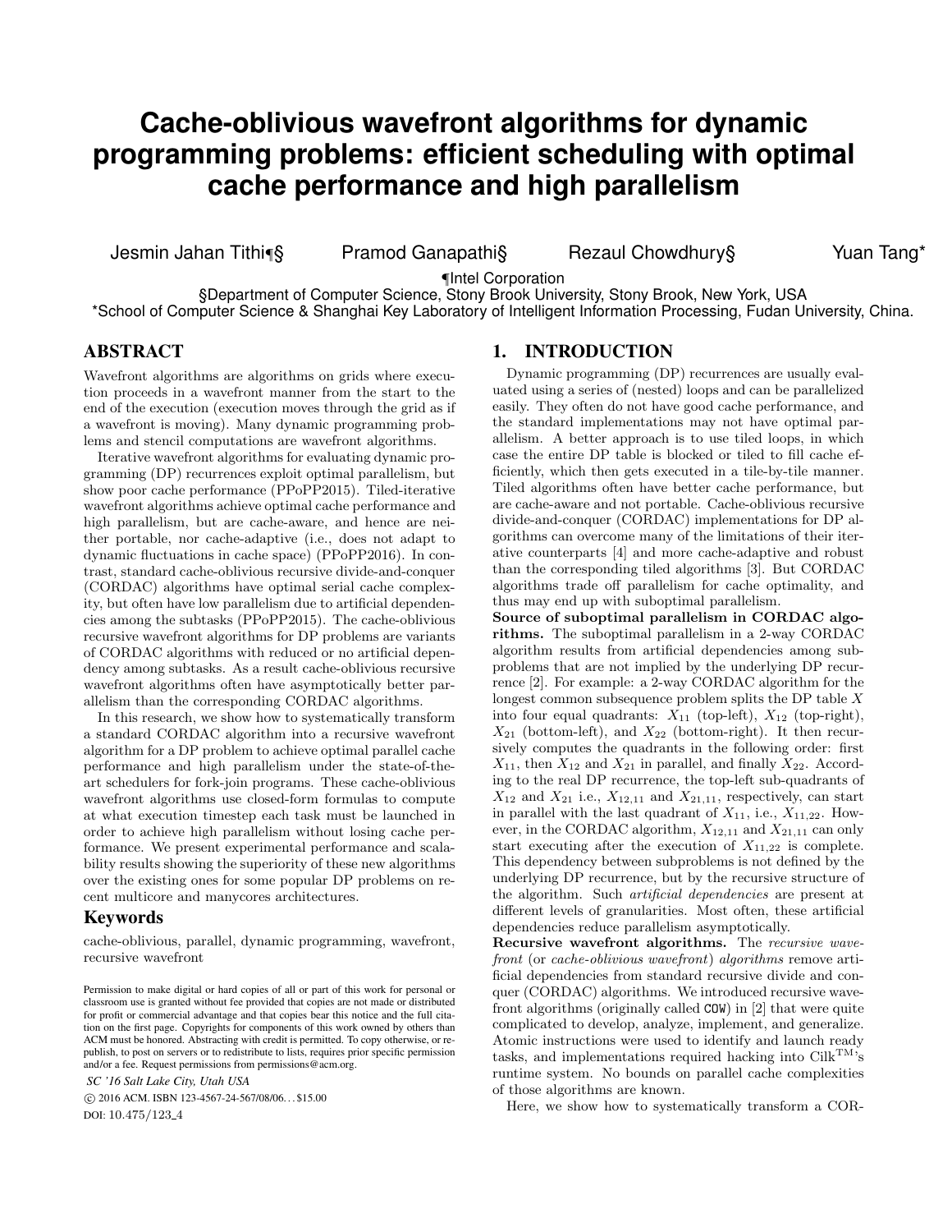# Cache-oblivious wavefront algorithms for dynamic programming problems: efficient scheduling with optimal cache performance and high parallelism

Jesmin Jahan Tithi¶§ Pramod Ganapathi§ Rezaul Chowdhury§ Yuan Tang*

¶Intel Corporation
§Department of Computer Science, Stony Brook University, Stony Brook, New York, USA
*School of Computer Science & Shanghai Key Laboratory of Intelligent Information Processing, Fudan University, China.

## ABSTRACT

Wavefront algorithms are algorithms on grids where execution proceeds in a wavefront manner from the start to the end of the execution (execution moves through the grid as if a wavefront is moving). Many dynamic programming problems and stencil computations are wavefront algorithms.

Iterative wavefront algorithms for evaluating dynamic programming (DP) recurrences exploit optimal parallelism, but show poor cache performance (PPoPP2015). Tiled-iterative wavefront algorithms achieve optimal cache performance and high parallelism, but are cache-aware, and hence are neither portable, nor cache-adaptive (i.e., does not adapt to dynamic fluctuations in cache space) (PPoPP2016). In contrast, standard cache-oblivious recursive divide-and-conquer (CORDAC) algorithms have optimal serial cache complexity, but often have low parallelism due to artificial dependencies among the subtasks (PPoPP2015). The cache-oblivious recursive wavefront algorithms for DP problems are variants of CORDAC algorithms with reduced or no artificial dependency among subtasks. As a result cache-oblivious recursive wavefront algorithms often have asymptotically better parallelism than the corresponding CORDAC algorithms.

In this research, we show how to systematically transform a standard CORDAC algorithm into a recursive wavefront algorithm for a DP problem to achieve optimal parallel cache performance and high parallelism under the state-of-the-art schedulers for fork-join programs. These cache-oblivious wavefront algorithms use closed-form formulas to compute at what execution timestep each task must be launched in order to achieve high parallelism without losing cache performance. We present experimental performance and scalability results showing the superiority of these new algorithms over the existing ones for some popular DP problems on recent multicore and manycores architectures.

## Keywords

cache-oblivious, parallel, dynamic programming, wavefront, recursive wavefront

Permission to make digital or hard copies of all or part of this work for personal or classroom use is granted without fee provided that copies are not made or distributed for profit or commercial advantage and that copies bear this notice and the full citation on the first page. Copyrights for components of this work owned by others than ACM must be honored. Abstracting with credit is permitted. To copy otherwise, or republish, to post on servers or to redistribute to lists, requires prior specific permission and/or a fee. Request permissions from permissions@acm.org.

*SC '16 Salt Lake City, Utah USA*

© 2016 ACM. ISBN 123-4567-24-567/08/06...$15.00

DOI: 10.475/123_4

## 1. INTRODUCTION

Dynamic programming (DP) recurrences are usually evaluated using a series of (nested) loops and can be parallelized easily. They often do not have good cache performance, and the standard implementations may not have optimal parallelism. A better approach is to use tiled loops, in which case the entire DP table is blocked or tiled to fill cache efficiently, which then gets executed in a tile-by-tile manner. Tiled algorithms often have better cache performance, but are cache-aware and not portable. Cache-oblivious recursive divide-and-conquer (CORDAC) implementations for DP algorithms can overcome many of the limitations of their iterative counterparts [4] and more cache-adaptive and robust than the corresponding tiled algorithms [3]. But CORDAC algorithms trade off parallelism for cache optimality, and thus may end up with suboptimal parallelism.

**Source of suboptimal parallelism in CORDAC algorithms.** The suboptimal parallelism in a 2-way CORDAC algorithm results from artificial dependencies among subproblems that are not implied by the underlying DP recurrence [2]. For example: a 2-way CORDAC algorithm for the longest common subsequence problem splits the DP table $X$ into four equal quadrants: $X_{11}$ (top-left), $X_{12}$ (top-right), $X_{21}$ (bottom-left), and $X_{22}$ (bottom-right). It then recursively computes the quadrants in the following order: first $X_{11}$, then $X_{12}$ and $X_{21}$ in parallel, and finally $X_{22}$. According to the real DP recurrence, the top-left sub-quadrants of $X_{12}$ and $X_{21}$ i.e., $X_{12,11}$ and $X_{21,11}$, respectively, can start in parallel with the last quadrant of $X_{11}$, i.e., $X_{11,22}$. However, in the CORDAC algorithm, $X_{12,11}$ and $X_{21,11}$ can only start executing after the execution of $X_{11,22}$ is complete. This dependency between subproblems is not defined by the underlying DP recurrence, but by the recursive structure of the algorithm. Such *artificial dependencies* are present at different levels of granularities. Most often, these artificial dependencies reduce parallelism asymptotically.

**Recursive wavefront algorithms.** The *recursive wavefront* (or *cache-oblivious wavefront*) *algorithms* remove artificial dependencies from standard recursive divide and conquer (CORDAC) algorithms. We introduced recursive wavefront algorithms (originally called COW) in [2] that were quite complicated to develop, analyze, implement, and generalize. Atomic instructions were used to identify and launch ready tasks, and implementations required hacking into Cilk™'s runtime system. No bounds on parallel cache complexities of those algorithms are known.

Here, we show how to systematically transform a COR-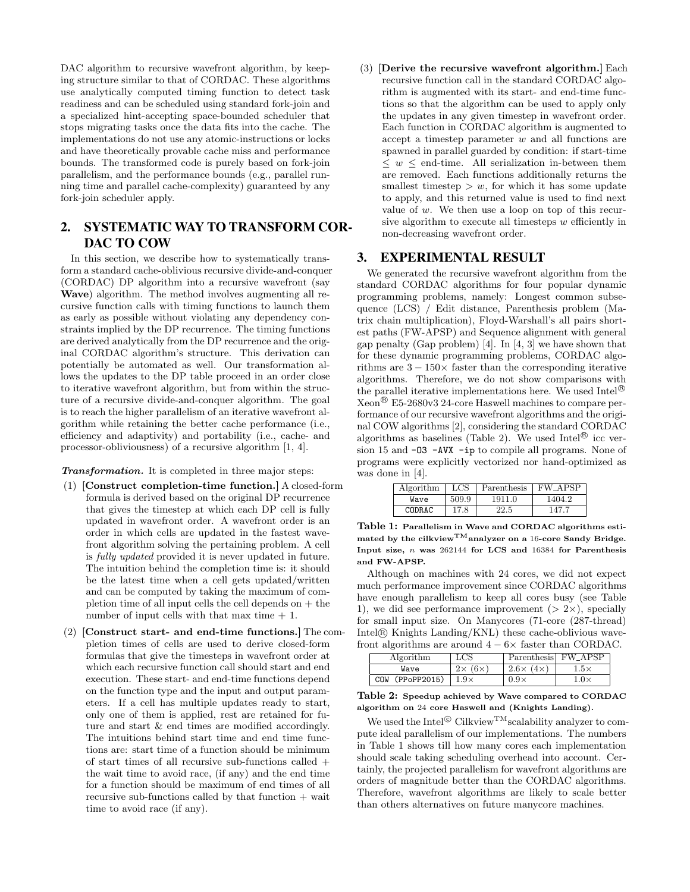DAC algorithm to recursive wavefront algorithm, by keeping structure similar to that of CORDAC. These algorithms use analytically computed timing function to detect task readiness and can be scheduled using standard fork-join and a specialized hint-accepting space-bounded scheduler that stops migrating tasks once the data fits into the cache. The implementations do not use any atomic-instructions or locks and have theoretically provable cache miss and performance bounds. The transformed code is purely based on fork-join parallelism, and the performance bounds (e.g., parallel running time and parallel cache-complexity) guaranteed by any fork-join scheduler apply.

## 2. SYSTEMATIC WAY TO TRANSFORM CORDAC TO COW

In this section, we describe how to systematically transform a standard cache-oblivious recursive divide-and-conquer (CORDAC) DP algorithm into a recursive wavefront (say **Wave**) algorithm. The method involves augmenting all recursive function calls with timing functions to launch them as early as possible without violating any dependency constraints implied by the DP recurrence. The timing functions are derived analytically from the DP recurrence and the original CORDAC algorithm's structure. This derivation can potentially be automated as well. Our transformation allows the updates to the DP table proceed in an order close to iterative wavefront algorithm, but from within the structure of a recursive divide-and-conquer algorithm. The goal is to reach the higher parallelism of an iterative wavefront algorithm while retaining the better cache performance (i.e., efficiency and adaptivity) and portability (i.e., cache- and processor-obliviousness) of a recursive algorithm [1, 4].

***Transformation.*** It is completed in three major steps:

(1) **[Construct completion-time function.]** A closed-form formula is derived based on the original DP recurrence that gives the timestep at which each DP cell is fully updated in wavefront order. A wavefront order is an order in which cells are updated in the fastest wavefront algorithm solving the pertaining problem. A cell is *fully updated* provided it is never updated in future. The intuition behind the completion time is: it should be the latest time when a cell gets updated/written and can be computed by taking the maximum of completion time of all input cells the cell depends on + the number of input cells with that max time + 1.

(2) **[Construct start- and end-time functions.]** The completion times of cells are used to derive closed-form formulas that give the timesteps in wavefront order at which each recursive function call should start and end execution. These start- and end-time functions depend on the function type and the input and output parameters. If a cell has multiple updates ready to start, only one of them is applied, rest are retained for future and start & end times are modified accordingly. The intuitions behind start time and end time functions are: start time of a function should be minimum of start times of all recursive sub-functions called + the wait time to avoid race, (if any) and the end time for a function should be maximum of end times of all recursive sub-functions called by that function + wait time to avoid race (if any).

(3) **[Derive the recursive wavefront algorithm.]** Each recursive function call in the standard CORDAC algorithm is augmented with its start- and end-time functions so that the algorithm can be used to apply only the updates in any given timestep in wavefront order. Each function in CORDAC algorithm is augmented to accept a timestep parameter $w$ and all functions are spawned in parallel guarded by condition: if start-time $\leq w \leq$ end-time. All serialization in-between them are removed. Each functions additionally returns the smallest timestep $> w$, for which it has some update to apply, and this returned value is used to find next value of $w$. We then use a loop on top of this recursive algorithm to execute all timesteps $w$ efficiently in non-decreasing wavefront order.

## 3. EXPERIMENTAL RESULT

We generated the recursive wavefront algorithm from the standard CORDAC algorithms for four popular dynamic programming problems, namely: Longest common subsequence (LCS) / Edit distance, Parenthesis problem (Matrix chain multiplication), Floyd-Warshall's all pairs shortest paths (FW-APSP) and Sequence alignment with general gap penalty (Gap problem) [4]. In [4, 3] we have shown that for these dynamic programming problems, CORDAC algorithms are $3 - 150\times$ faster than the corresponding iterative algorithms. Therefore, we do not show comparisons with the parallel iterative implementations here. We used Intel® Xeon® E5-2680v3 24-core Haswell machines to compare performance of our recursive wavefront algorithms and the original COW algorithms [2], considering the standard CORDAC algorithms as baselines (Table 2). We used Intel® icc version 15 and `-O3 -AVX -ip` to compile all programs. None of programs were explicitly vectorized nor hand-optimized as was done in [4].

| Algorithm | LCS | Parenthesis | FW_APSP |
|---|---|---|---|
| Wave | 509.9 | 1911.0 | 1404.2 |
| CODRAC | 17.8 | 22.5 | 147.7 |

**Table 1: Parallelism in Wave and CORDAC algorithms estimated by the cilkview™ analyzer on a 16-core Sandy Bridge. Input size, $n$ was 262144 for LCS and 16384 for Parenthesis and FW-APSP.**

Although on machines with 24 cores, we did not expect much performance improvement since CORDAC algorithms have enough parallelism to keep all cores busy (see Table 1), we did see performance improvement ($> 2\times$), specially for small input size. On Manycores (71-core (287-thread) Intel® Knights Landing/KNL) these cache-oblivious wavefront algorithms are around $4 - 6\times$ faster than CORDAC.

| Algorithm | LCS | Parenthesis | FW_APSP |
|---|---|---|---|
| Wave | $2\times$ ($6\times$) | $2.6\times$ ($4\times$) | $1.5\times$ |
| COW (PPoPP2015) | $1.9\times$ | $0.9\times$ | $1.0\times$ |

**Table 2: Speedup achieved by Wave compared to CORDAC algorithm on 24 core Haswell and (Knights Landing).**

We used the Intel© Cilkview™ scalability analyzer to compute ideal parallelism of our implementations. The numbers in Table 1 shows till how many cores each implementation should scale taking scheduling overhead into account. Certainly, the projected parallelism for wavefront algorithms are orders of magnitude better than the CORDAC algorithms. Therefore, wavefront algorithms are likely to scale better than others alternatives on future manycore machines.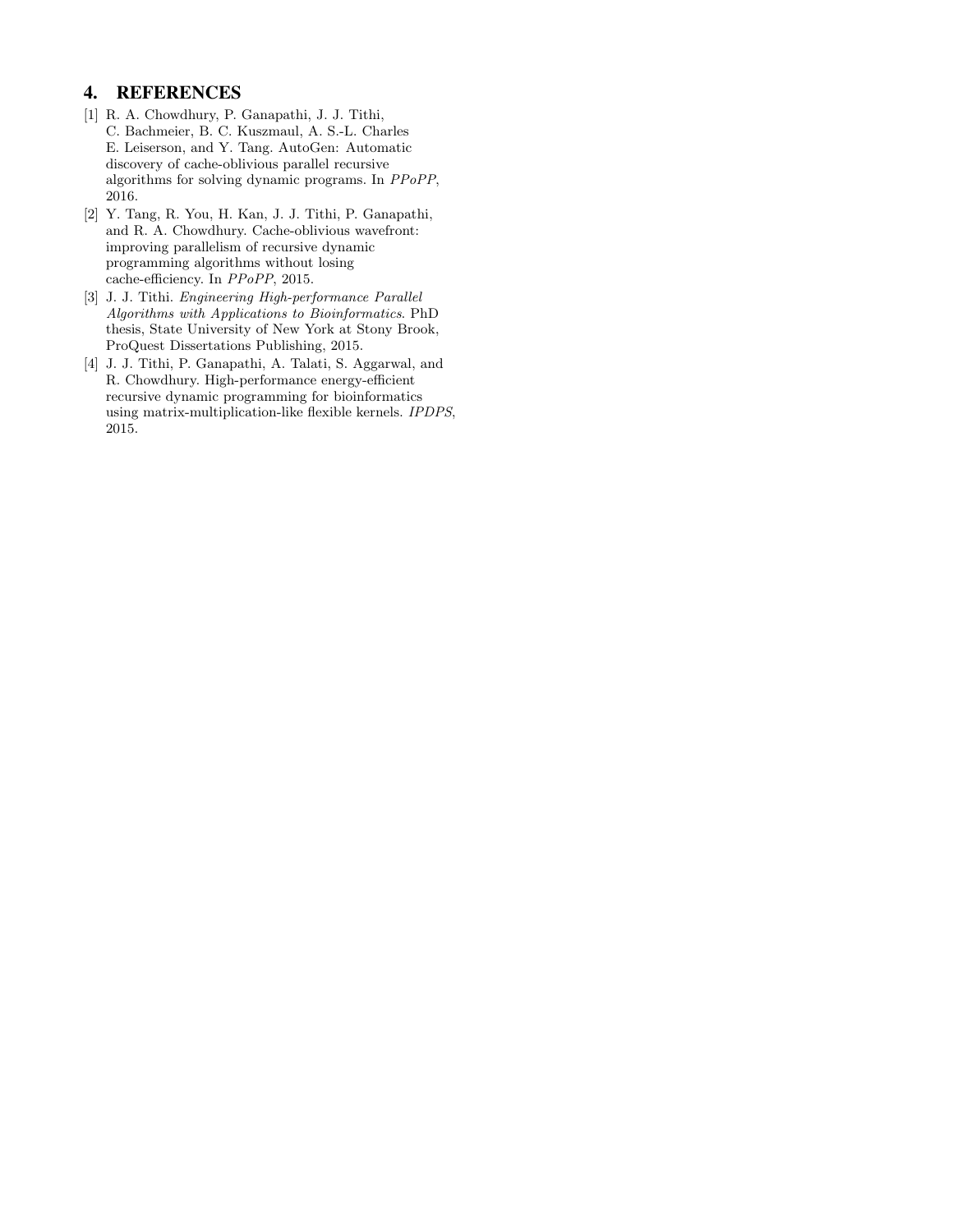## 4. REFERENCES

[1] R. A. Chowdhury, P. Ganapathi, J. J. Tithi, C. Bachmeier, B. C. Kuszmaul, A. S.-L. Charles E. Leiserson, and Y. Tang. AutoGen: Automatic discovery of cache-oblivious parallel recursive algorithms for solving dynamic programs. In *PPoPP*, 2016.

[2] Y. Tang, R. You, H. Kan, J. J. Tithi, P. Ganapathi, and R. A. Chowdhury. Cache-oblivious wavefront: improving parallelism of recursive dynamic programming algorithms without losing cache-efficiency. In *PPoPP*, 2015.

[3] J. J. Tithi. *Engineering High-performance Parallel Algorithms with Applications to Bioinformatics*. PhD thesis, State University of New York at Stony Brook, ProQuest Dissertations Publishing, 2015.

[4] J. J. Tithi, P. Ganapathi, A. Talati, S. Aggarwal, and R. Chowdhury. High-performance energy-efficient recursive dynamic programming for bioinformatics using matrix-multiplication-like flexible kernels. *IPDPS*, 2015.